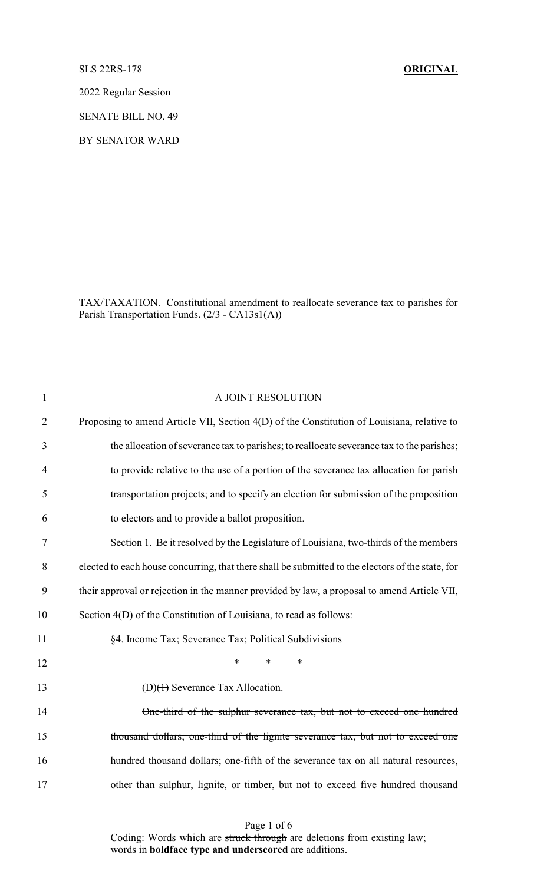SLS 22RS-178 **ORIGINAL**

2022 Regular Session

SENATE BILL NO. 49

BY SENATOR WARD

TAX/TAXATION. Constitutional amendment to reallocate severance tax to parishes for Parish Transportation Funds. (2/3 - CA13s1(A))

A JOINT RESOLUTION

Proposing to amend Article VII, Section 4(D) of the Constitution of Louisiana, relative to the allocation of severance tax to parishes; to reallocate severance tax to the parishes; to provide relative to the use of a portion of the severance tax allocation for parish transportation projects; and to specify an election for submission of the proposition to electors and to provide a ballot proposition.

Section 1. Be it resolved by the Legislature of Louisiana, two-thirds of the members elected to each house concurring, that there shall be submitted to the electors of the state, for their approval or rejection in the manner provided by law, a proposal to amend Article VII, Section 4(D) of the Constitution of Louisiana, to read as follows:

§4. Income Tax; Severance Tax; Political Subdivisions

\* \* \*

(D)~~(1)~~ Severance Tax Allocation.

~~One-third of the sulphur severance tax, but not to exceed one hundred thousand dollars; one-third of the lignite severance tax, but not to exceed one hundred thousand dollars; one-fifth of the severance tax on all natural resources, other than sulphur, lignite, or timber, but not to exceed five hundred thousand~~

Coding: Words which are ~~struck through~~ are deletions from existing law; words in **<u>boldface type and underscored</u>** are additions.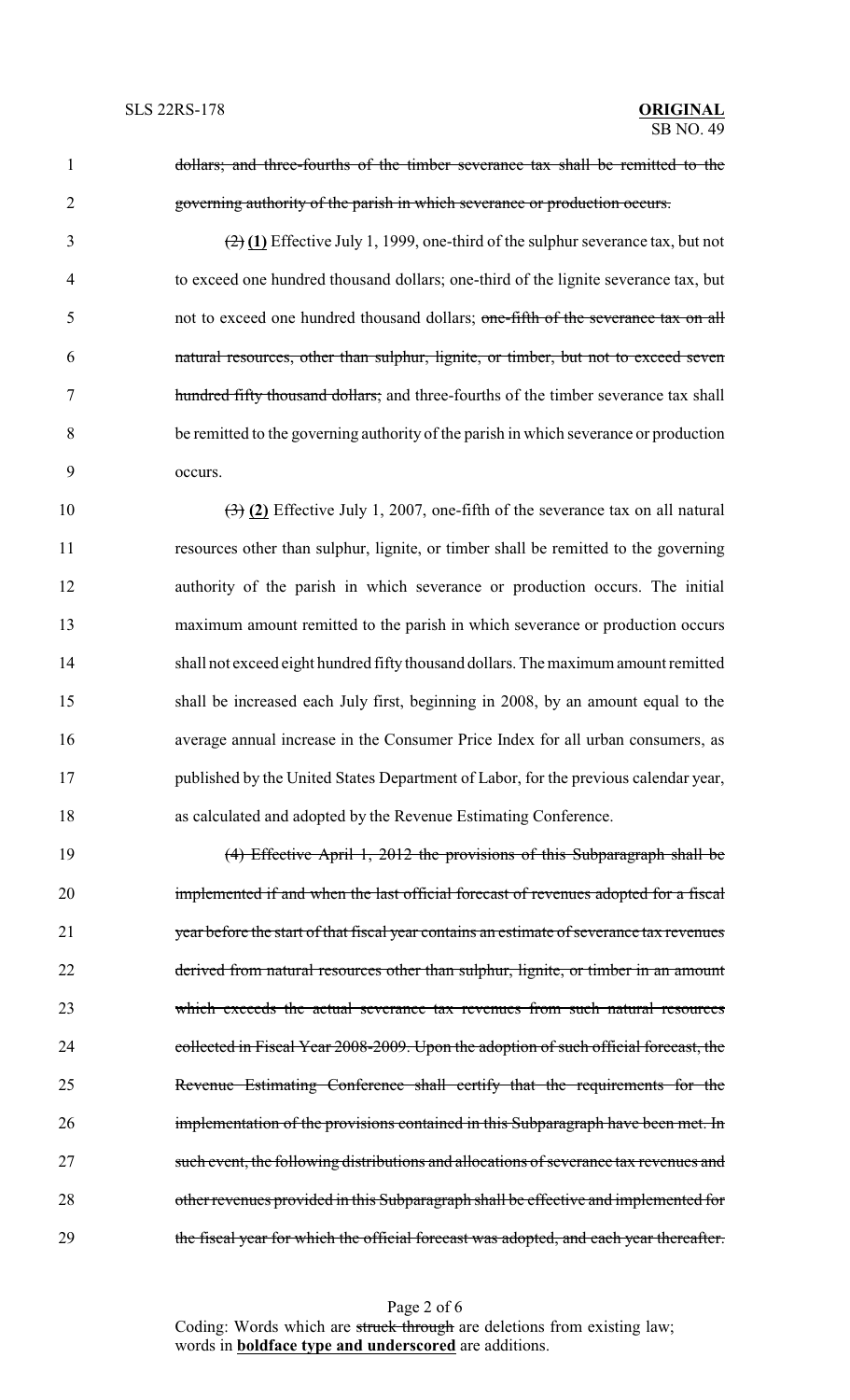~~dollars; and three-fourths of the timber severance tax shall be remitted to the governing authority of the parish in which severance or production occurs.~~

~~(2)~~ **(1)** Effective July 1, 1999, one-third of the sulphur severance tax, but not to exceed one hundred thousand dollars; one-third of the lignite severance tax, but not to exceed one hundred thousand dollars; ~~one-fifth of the severance tax on all natural resources, other than sulphur, lignite, or timber, but not to exceed seven hundred fifty thousand dollars;~~ and three-fourths of the timber severance tax shall be remitted to the governing authority of the parish in which severance or production occurs.

~~(3)~~ **(2)** Effective July 1, 2007, one-fifth of the severance tax on all natural resources other than sulphur, lignite, or timber shall be remitted to the governing authority of the parish in which severance or production occurs. The initial maximum amount remitted to the parish in which severance or production occurs shall not exceed eight hundred fifty thousand dollars. The maximum amount remitted shall be increased each July first, beginning in 2008, by an amount equal to the average annual increase in the Consumer Price Index for all urban consumers, as published by the United States Department of Labor, for the previous calendar year, as calculated and adopted by the Revenue Estimating Conference.

~~(4) Effective April 1, 2012 the provisions of this Subparagraph shall be implemented if and when the last official forecast of revenues adopted for a fiscal year before the start of that fiscal year contains an estimate of severance tax revenues derived from natural resources other than sulphur, lignite, or timber in an amount which exceeds the actual severance tax revenues from such natural resources collected in Fiscal Year 2008-2009. Upon the adoption of such official forecast, the Revenue Estimating Conference shall certify that the requirements for the implementation of the provisions contained in this Subparagraph have been met. In such event, the following distributions and allocations of severance tax revenues and other revenues provided in this Subparagraph shall be effective and implemented for the fiscal year for which the official forecast was adopted, and each year thereafter.~~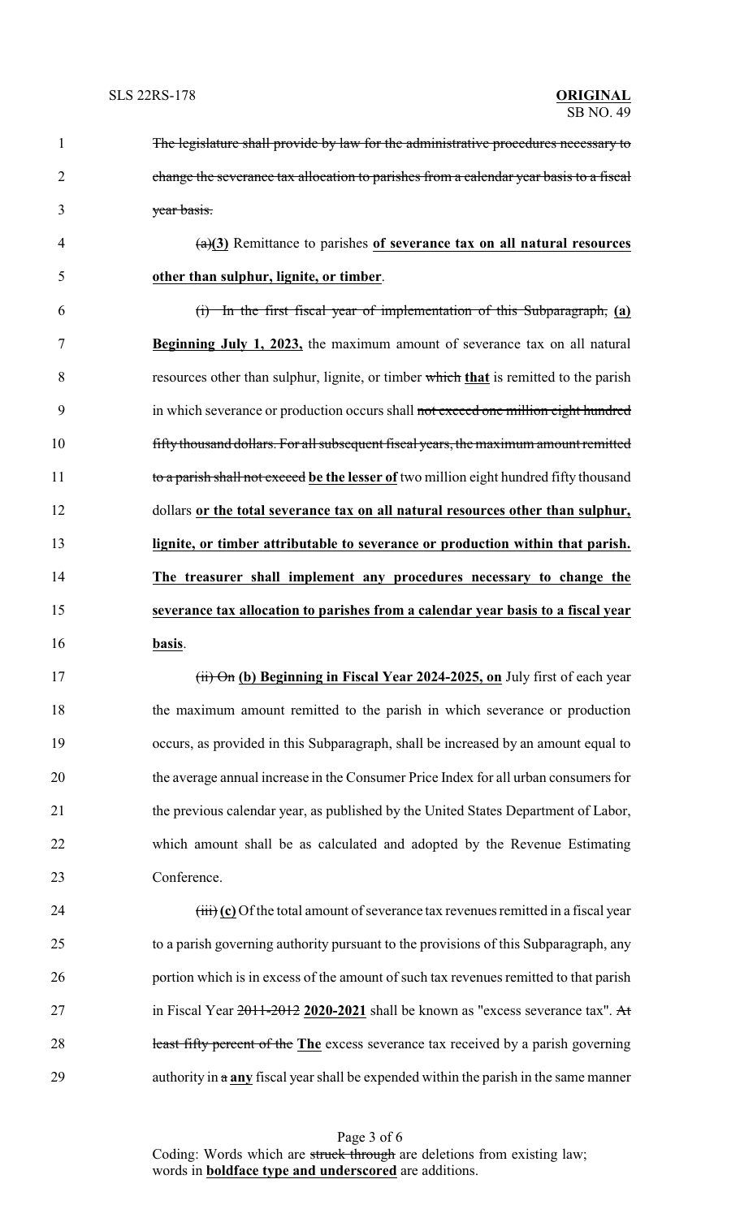~~The legislature shall provide by law for the administrative procedures necessary to change the severance tax allocation to parishes from a calendar year basis to a fiscal year basis.~~

~~(a)~~**(3)** Remittance to parishes **<u>of severance tax on all natural resources other than sulphur, lignite, or timber</u>**.

~~(i) In the first fiscal year of implementation of this Subparagraph,~~ **<u>(a) Beginning July 1, 2023,</u>** the maximum amount of severance tax on all natural resources other than sulphur, lignite, or timber ~~which~~ **<u>that</u>** is remitted to the parish in which severance or production occurs shall ~~not exceed one million eight hundred fifty thousand dollars. For all subsequent fiscal years, the maximum amount remitted to a parish shall not exceed~~ **<u>be the lesser of</u>** two million eight hundred fifty thousand dollars **<u>or the total severance tax on all natural resources other than sulphur, lignite, or timber attributable to severance or production within that parish. The treasurer shall implement any procedures necessary to change the severance tax allocation to parishes from a calendar year basis to a fiscal year basis</u>**.

~~(ii) On~~ **<u>(b) Beginning in Fiscal Year 2024-2025, on</u>** July first of each year the maximum amount remitted to the parish in which severance or production occurs, as provided in this Subparagraph, shall be increased by an amount equal to the average annual increase in the Consumer Price Index for all urban consumers for the previous calendar year, as published by the United States Department of Labor, which amount shall be as calculated and adopted by the Revenue Estimating Conference.

~~(iii)~~ **<u>(c)</u>** Of the total amount of severance tax revenues remitted in a fiscal year to a parish governing authority pursuant to the provisions of this Subparagraph, any portion which is in excess of the amount of such tax revenues remitted to that parish in Fiscal Year ~~2011-2012~~ **<u>2020-2021</u>** shall be known as "excess severance tax". ~~At least fifty percent of the~~ **<u>The</u>** excess severance tax received by a parish governing authority in ~~a~~ **<u>any</u>** fiscal year shall be expended within the parish in the same manner

Coding: Words which are ~~struck through~~ are deletions from existing law; words in **<u>boldface type and underscored</u>** are additions.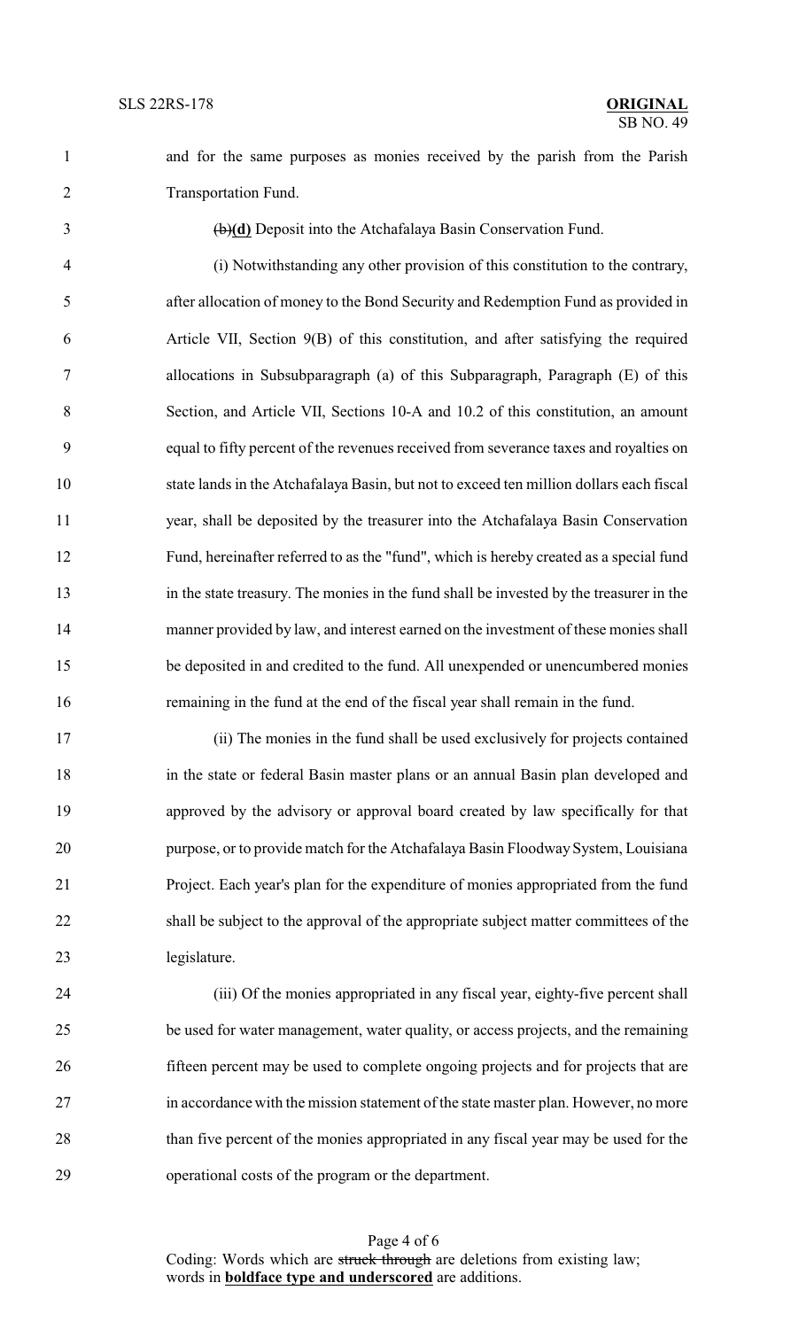and for the same purposes as monies received by the parish from the Parish Transportation Fund.

~~(b)~~**(d)** Deposit into the Atchafalaya Basin Conservation Fund.

(i) Notwithstanding any other provision of this constitution to the contrary, after allocation of money to the Bond Security and Redemption Fund as provided in Article VII, Section 9(B) of this constitution, and after satisfying the required allocations in Subsubparagraph (a) of this Subparagraph, Paragraph (E) of this Section, and Article VII, Sections 10-A and 10.2 of this constitution, an amount equal to fifty percent of the revenues received from severance taxes and royalties on state lands in the Atchafalaya Basin, but not to exceed ten million dollars each fiscal year, shall be deposited by the treasurer into the Atchafalaya Basin Conservation Fund, hereinafter referred to as the "fund", which is hereby created as a special fund in the state treasury. The monies in the fund shall be invested by the treasurer in the manner provided by law, and interest earned on the investment of these monies shall be deposited in and credited to the fund. All unexpended or unencumbered monies remaining in the fund at the end of the fiscal year shall remain in the fund.

(ii) The monies in the fund shall be used exclusively for projects contained in the state or federal Basin master plans or an annual Basin plan developed and approved by the advisory or approval board created by law specifically for that purpose, or to provide match for the Atchafalaya Basin Floodway System, Louisiana Project. Each year's plan for the expenditure of monies appropriated from the fund shall be subject to the approval of the appropriate subject matter committees of the legislature.

(iii) Of the monies appropriated in any fiscal year, eighty-five percent shall be used for water management, water quality, or access projects, and the remaining fifteen percent may be used to complete ongoing projects and for projects that are in accordance with the mission statement of the state master plan. However, no more than five percent of the monies appropriated in any fiscal year may be used for the operational costs of the program or the department.

Coding: Words which are ~~struck through~~ are deletions from existing law; words in **boldface type and underscored** are additions.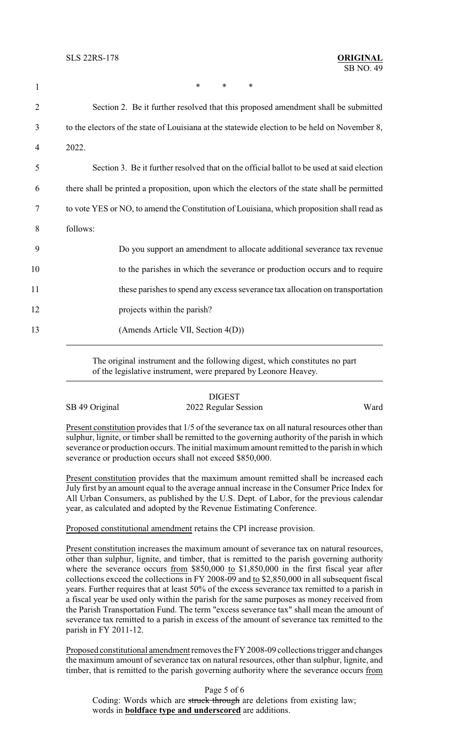\* \* \*

Section 2. Be it further resolved that this proposed amendment shall be submitted to the electors of the state of Louisiana at the statewide election to be held on November 8, 2022.

Section 3. Be it further resolved that on the official ballot to be used at said election there shall be printed a proposition, upon which the electors of the state shall be permitted to vote YES or NO, to amend the Constitution of Louisiana, which proposition shall read as follows:

> Do you support an amendment to allocate additional severance tax revenue to the parishes in which the severance or production occurs and to require these parishes to spend any excess severance tax allocation on transportation projects within the parish?
>
> (Amends Article VII, Section 4(D))

---

The original instrument and the following digest, which constitutes no part of the legislative instrument, were prepared by Leonore Heavey.

---

DIGEST

SB 49 Original — 2022 Regular Session — Ward

Present constitution provides that 1/5 of the severance tax on all natural resources other than sulphur, lignite, or timber shall be remitted to the governing authority of the parish in which severance or production occurs. The initial maximum amount remitted to the parish in which severance or production occurs shall not exceed $850,000.

Present constitution provides that the maximum amount remitted shall be increased each July first by an amount equal to the average annual increase in the Consumer Price Index for All Urban Consumers, as published by the U.S. Dept. of Labor, for the previous calendar year, as calculated and adopted by the Revenue Estimating Conference.

Proposed constitutional amendment retains the CPI increase provision.

Present constitution increases the maximum amount of severance tax on natural resources, other than sulphur, lignite, and timber, that is remitted to the parish governing authority where the severance occurs from $850,000 to $1,850,000 in the first fiscal year after collections exceed the collections in FY 2008-09 and to $2,850,000 in all subsequent fiscal years. Further requires that at least 50% of the excess severance tax remitted to a parish in a fiscal year be used only within the parish for the same purposes as money received from the Parish Transportation Fund. The term "excess severance tax" shall mean the amount of severance tax remitted to a parish in excess of the amount of severance tax remitted to the parish in FY 2011-12.

Proposed constitutional amendment removes the FY 2008-09 collections trigger and changes the maximum amount of severance tax on natural resources, other than sulphur, lignite, and timber, that is remitted to the parish governing authority where the severance occurs from

Coding: Words which are ~~struck through~~ are deletions from existing law; words in **boldface type and underscored** are additions.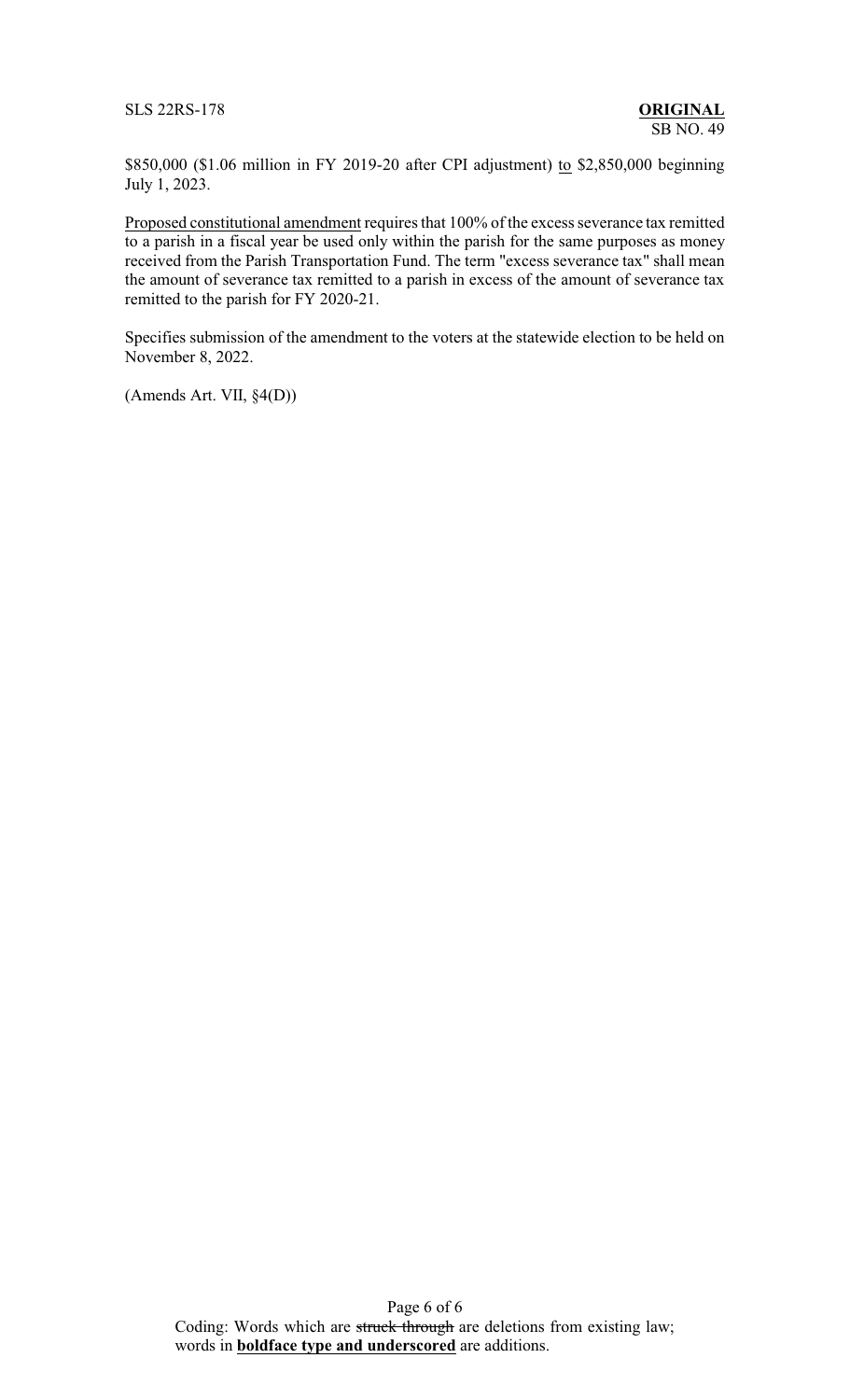$850,000 ($1.06 million in FY 2019-20 after CPI adjustment) to $2,850,000 beginning July 1, 2023.

Proposed constitutional amendment requires that 100% of the excess severance tax remitted to a parish in a fiscal year be used only within the parish for the same purposes as money received from the Parish Transportation Fund. The term "excess severance tax" shall mean the amount of severance tax remitted to a parish in excess of the amount of severance tax remitted to the parish for FY 2020-21.

Specifies submission of the amendment to the voters at the statewide election to be held on November 8, 2022.

(Amends Art. VII, §4(D))